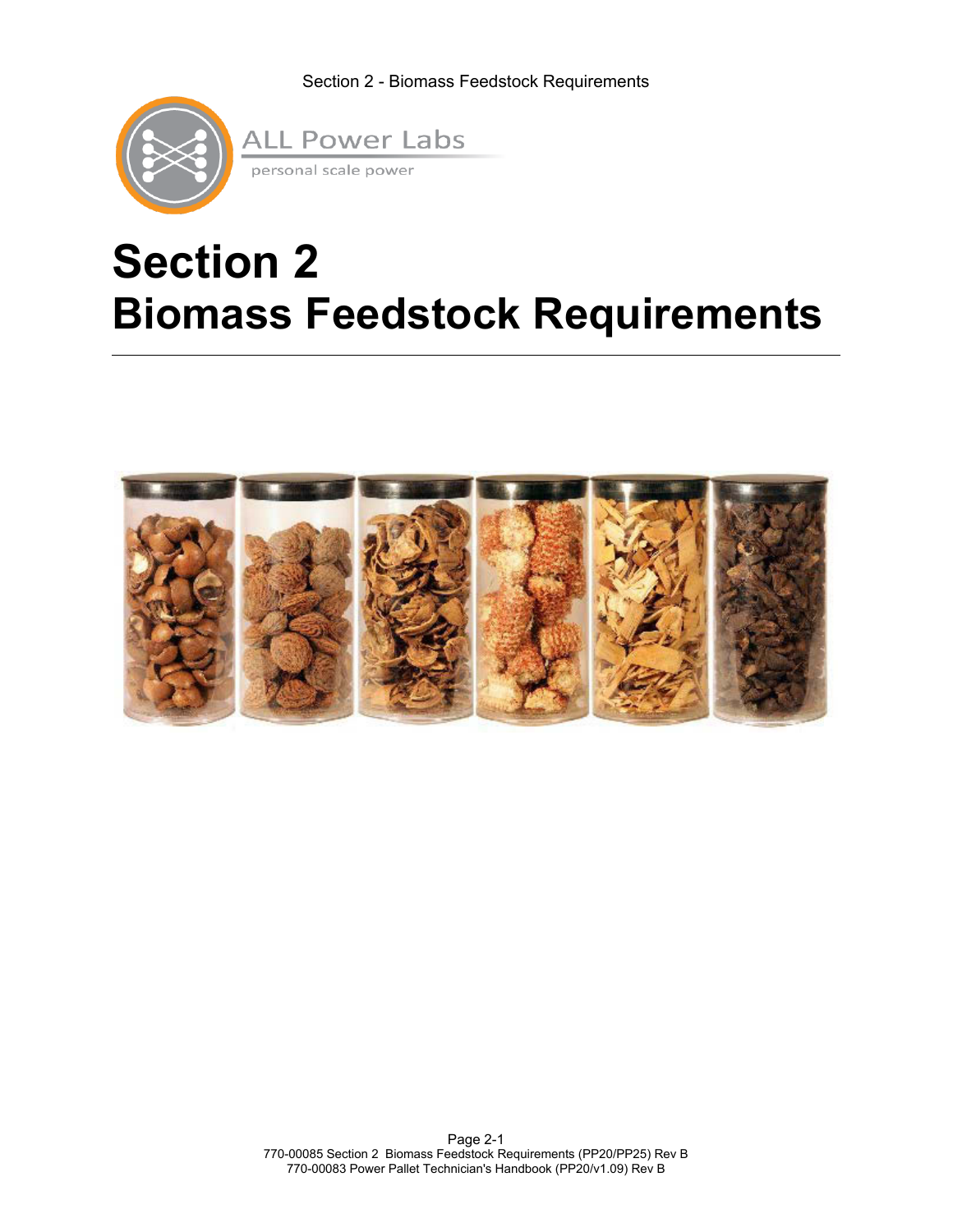ALL Power Labs

personal scale power

# Section 2
# Biomass Feedstock Requirements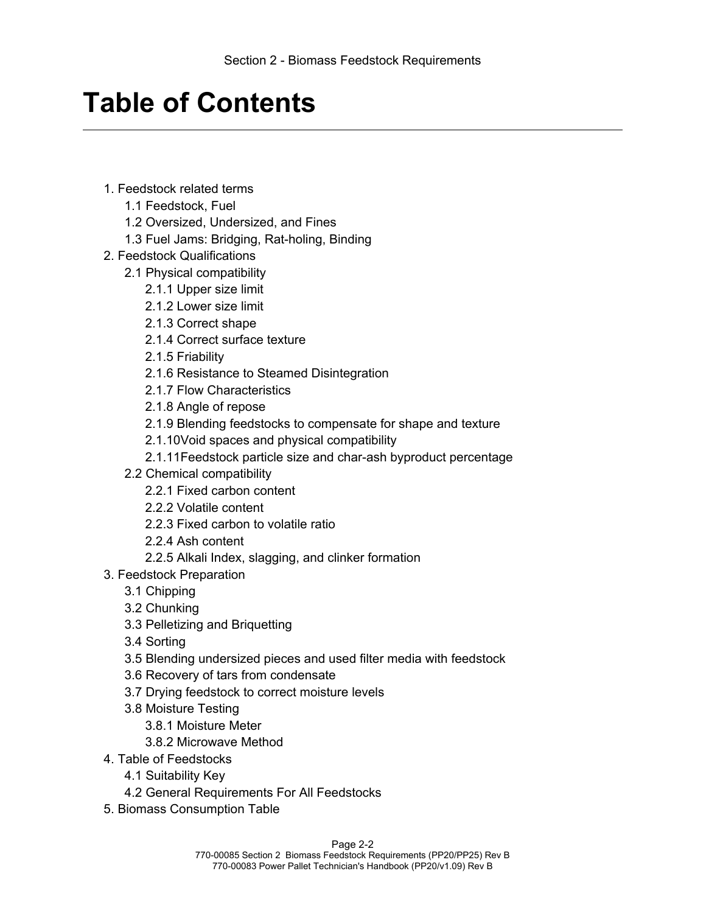# Table of Contents

1. Feedstock related terms
   - 1.1 Feedstock, Fuel
   - 1.2 Oversized, Undersized, and Fines
   - 1.3 Fuel Jams: Bridging, Rat-holing, Binding
2. Feedstock Qualifications
   - 2.1 Physical compatibility
     - 2.1.1 Upper size limit
     - 2.1.2 Lower size limit
     - 2.1.3 Correct shape
     - 2.1.4 Correct surface texture
     - 2.1.5 Friability
     - 2.1.6 Resistance to Steamed Disintegration
     - 2.1.7 Flow Characteristics
     - 2.1.8 Angle of repose
     - 2.1.9 Blending feedstocks to compensate for shape and texture
     - 2.1.10Void spaces and physical compatibility
     - 2.1.11Feedstock particle size and char-ash byproduct percentage
   - 2.2 Chemical compatibility
     - 2.2.1 Fixed carbon content
     - 2.2.2 Volatile content
     - 2.2.3 Fixed carbon to volatile ratio
     - 2.2.4 Ash content
     - 2.2.5 Alkali Index, slagging, and clinker formation
3. Feedstock Preparation
   - 3.1 Chipping
   - 3.2 Chunking
   - 3.3 Pelletizing and Briquetting
   - 3.4 Sorting
   - 3.5 Blending undersized pieces and used filter media with feedstock
   - 3.6 Recovery of tars from condensate
   - 3.7 Drying feedstock to correct moisture levels
   - 3.8 Moisture Testing
     - 3.8.1 Moisture Meter
     - 3.8.2 Microwave Method
4. Table of Feedstocks
   - 4.1 Suitability Key
   - 4.2 General Requirements For All Feedstocks
5. Biomass Consumption Table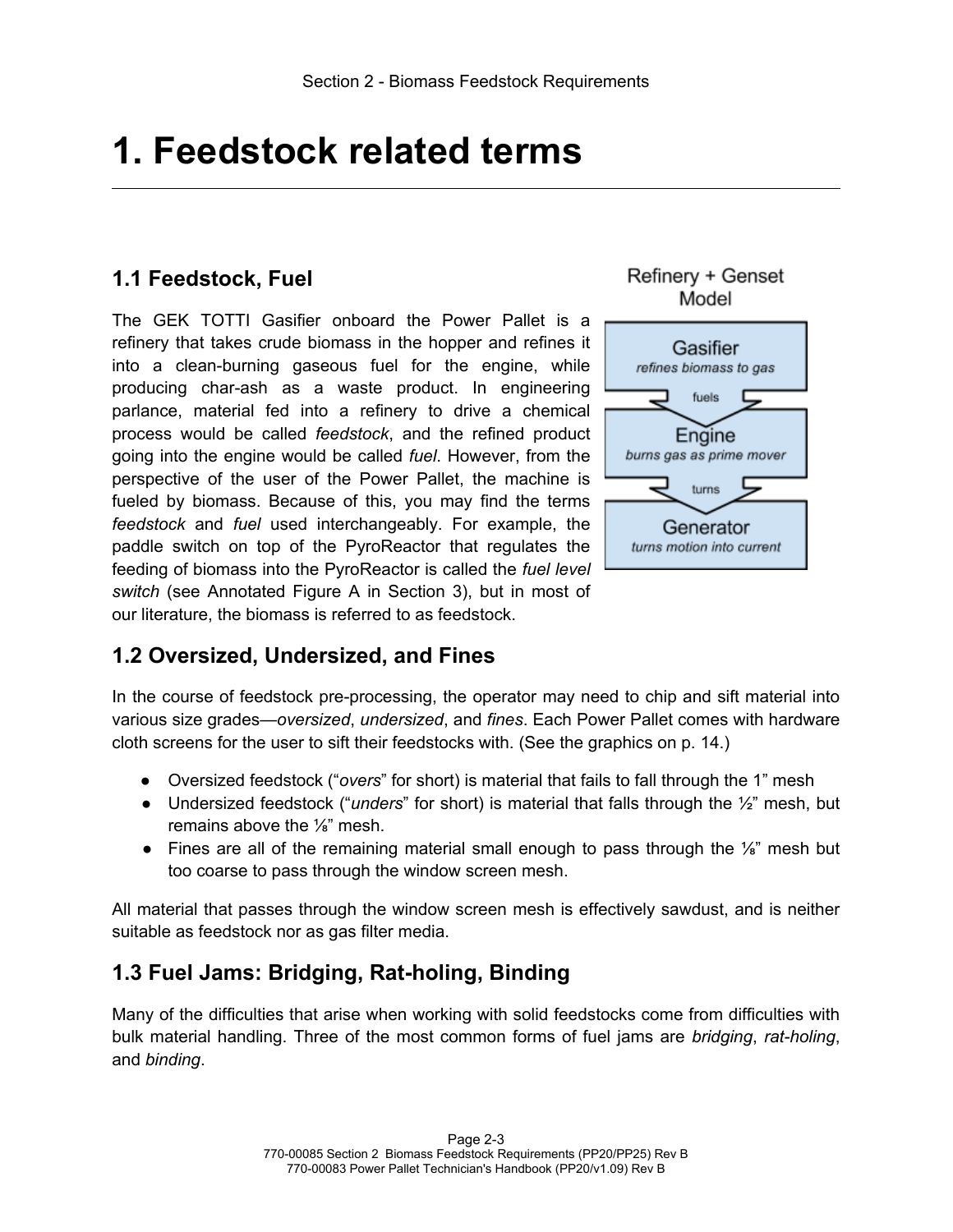# 1. Feedstock related terms

## 1.1 Feedstock, Fuel

The GEK TOTTI Gasifier onboard the Power Pallet is a refinery that takes crude biomass in the hopper and refines it into a clean-burning gaseous fuel for the engine, while producing char-ash as a waste product. In engineering parlance, material fed into a refinery to drive a chemical process would be called *feedstock*, and the refined product going into the engine would be called *fuel*. However, from the perspective of the user of the Power Pallet, the machine is fueled by biomass. Because of this, you may find the terms *feedstock* and *fuel* used interchangeably. For example, the paddle switch on top of the PyroReactor that regulates the feeding of biomass into the PyroReactor is called the *fuel level switch* (see Annotated Figure A in Section 3), but in most of our literature, the biomass is referred to as feedstock.

Refinery + Genset Model

Gasifier
*refines biomass to gas*

fuels

Engine
*burns gas as prime mover*

turns

Generator
*turns motion into current*

## 1.2 Oversized, Undersized, and Fines

In the course of feedstock pre-processing, the operator may need to chip and sift material into various size grades—*oversized*, *undersized*, and *fines*. Each Power Pallet comes with hardware cloth screens for the user to sift their feedstocks with. (See the graphics on p. 14.)

- Oversized feedstock ("*overs*" for short) is material that fails to fall through the 1" mesh
- Undersized feedstock ("*unders*" for short) is material that falls through the ½" mesh, but remains above the ⅛" mesh.
- Fines are all of the remaining material small enough to pass through the ⅛" mesh but too coarse to pass through the window screen mesh.

All material that passes through the window screen mesh is effectively sawdust, and is neither suitable as feedstock nor as gas filter media.

## 1.3 Fuel Jams: Bridging, Rat-holing, Binding

Many of the difficulties that arise when working with solid feedstocks come from difficulties with bulk material handling. Three of the most common forms of fuel jams are *bridging*, *rat-holing*, and *binding*.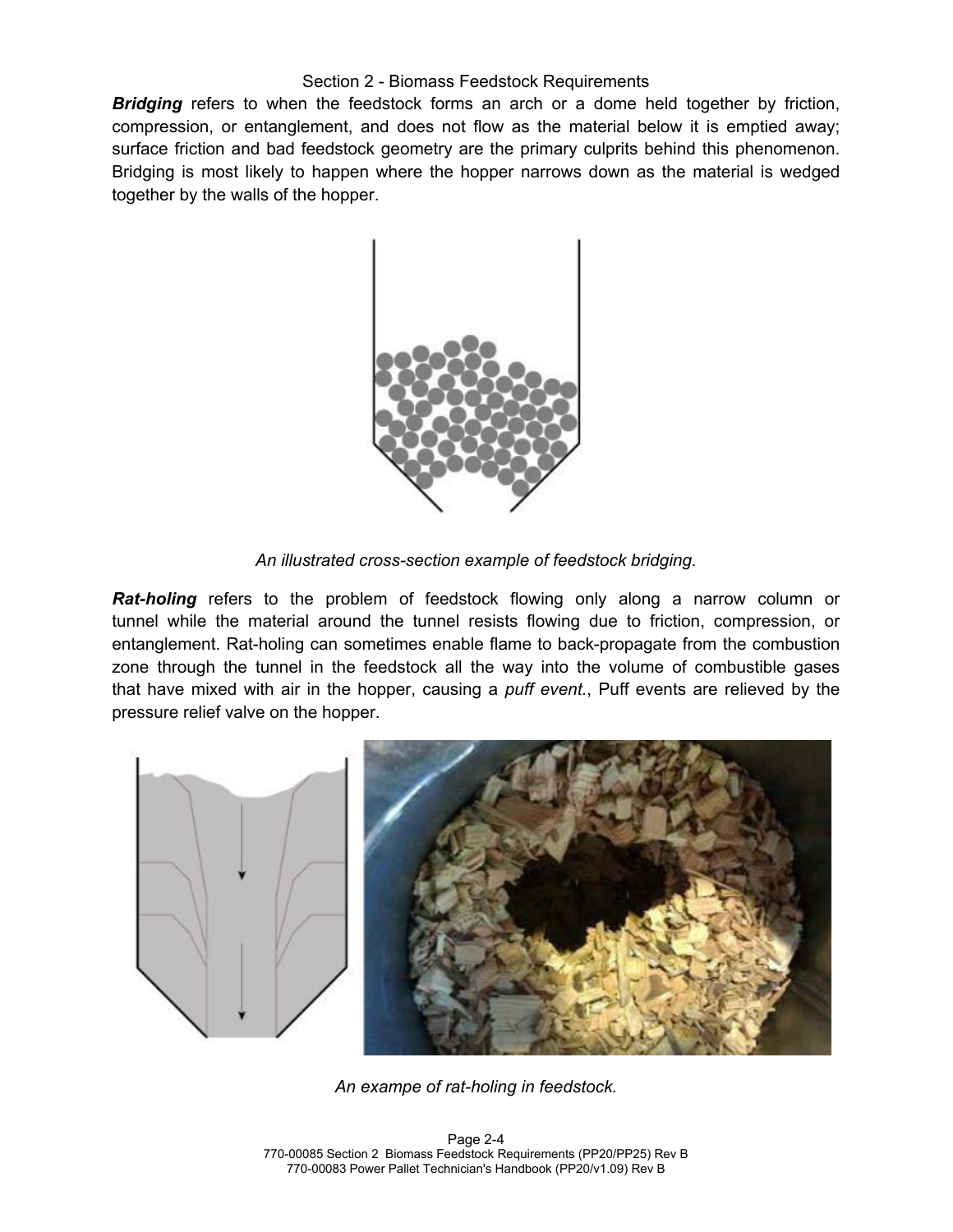***Bridging*** refers to when the feedstock forms an arch or a dome held together by friction, compression, or entanglement, and does not flow as the material below it is emptied away; surface friction and bad feedstock geometry are the primary culprits behind this phenomenon. Bridging is most likely to happen where the hopper narrows down as the material is wedged together by the walls of the hopper.

*An illustrated cross-section example of feedstock bridging.*

***Rat-holing*** refers to the problem of feedstock flowing only along a narrow column or tunnel while the material around the tunnel resists flowing due to friction, compression, or entanglement. Rat-holing can sometimes enable flame to back-propagate from the combustion zone through the tunnel in the feedstock all the way into the volume of combustible gases that have mixed with air in the hopper, causing a *puff event.*, Puff events are relieved by the pressure relief valve on the hopper.

*An exampe of rat-holing in feedstock.*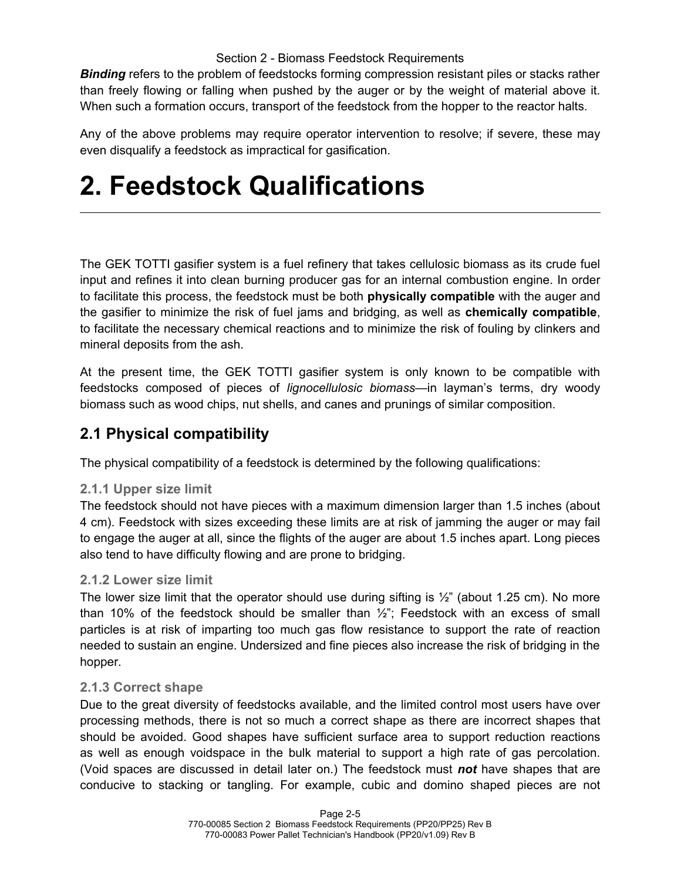***Binding*** refers to the problem of feedstocks forming compression resistant piles or stacks rather than freely flowing or falling when pushed by the auger or by the weight of material above it. When such a formation occurs, transport of the feedstock from the hopper to the reactor halts.

Any of the above problems may require operator intervention to resolve; if severe, these may even disqualify a feedstock as impractical for gasification.

# 2. Feedstock Qualifications

The GEK TOTTI gasifier system is a fuel refinery that takes cellulosic biomass as its crude fuel input and refines it into clean burning producer gas for an internal combustion engine. In order to facilitate this process, the feedstock must be both **physically compatible** with the auger and the gasifier to minimize the risk of fuel jams and bridging, as well as **chemically compatible**, to facilitate the necessary chemical reactions and to minimize the risk of fouling by clinkers and mineral deposits from the ash.

At the present time, the GEK TOTTI gasifier system is only known to be compatible with feedstocks composed of pieces of *lignocellulosic biomass*—in layman's terms, dry woody biomass such as wood chips, nut shells, and canes and prunings of similar composition.

## 2.1 Physical compatibility

The physical compatibility of a feedstock is determined by the following qualifications:

### 2.1.1 Upper size limit

The feedstock should not have pieces with a maximum dimension larger than 1.5 inches (about 4 cm). Feedstock with sizes exceeding these limits are at risk of jamming the auger or may fail to engage the auger at all, since the flights of the auger are about 1.5 inches apart. Long pieces also tend to have difficulty flowing and are prone to bridging.

### 2.1.2 Lower size limit

The lower size limit that the operator should use during sifting is ½" (about 1.25 cm). No more than 10% of the feedstock should be smaller than ½"; Feedstock with an excess of small particles is at risk of imparting too much gas flow resistance to support the rate of reaction needed to sustain an engine. Undersized and fine pieces also increase the risk of bridging in the hopper.

### 2.1.3 Correct shape

Due to the great diversity of feedstocks available, and the limited control most users have over processing methods, there is not so much a correct shape as there are incorrect shapes that should be avoided. Good shapes have sufficient surface area to support reduction reactions as well as enough voidspace in the bulk material to support a high rate of gas percolation. (Void spaces are discussed in detail later on.) The feedstock must ***not*** have shapes that are conducive to stacking or tangling. For example, cubic and domino shaped pieces are not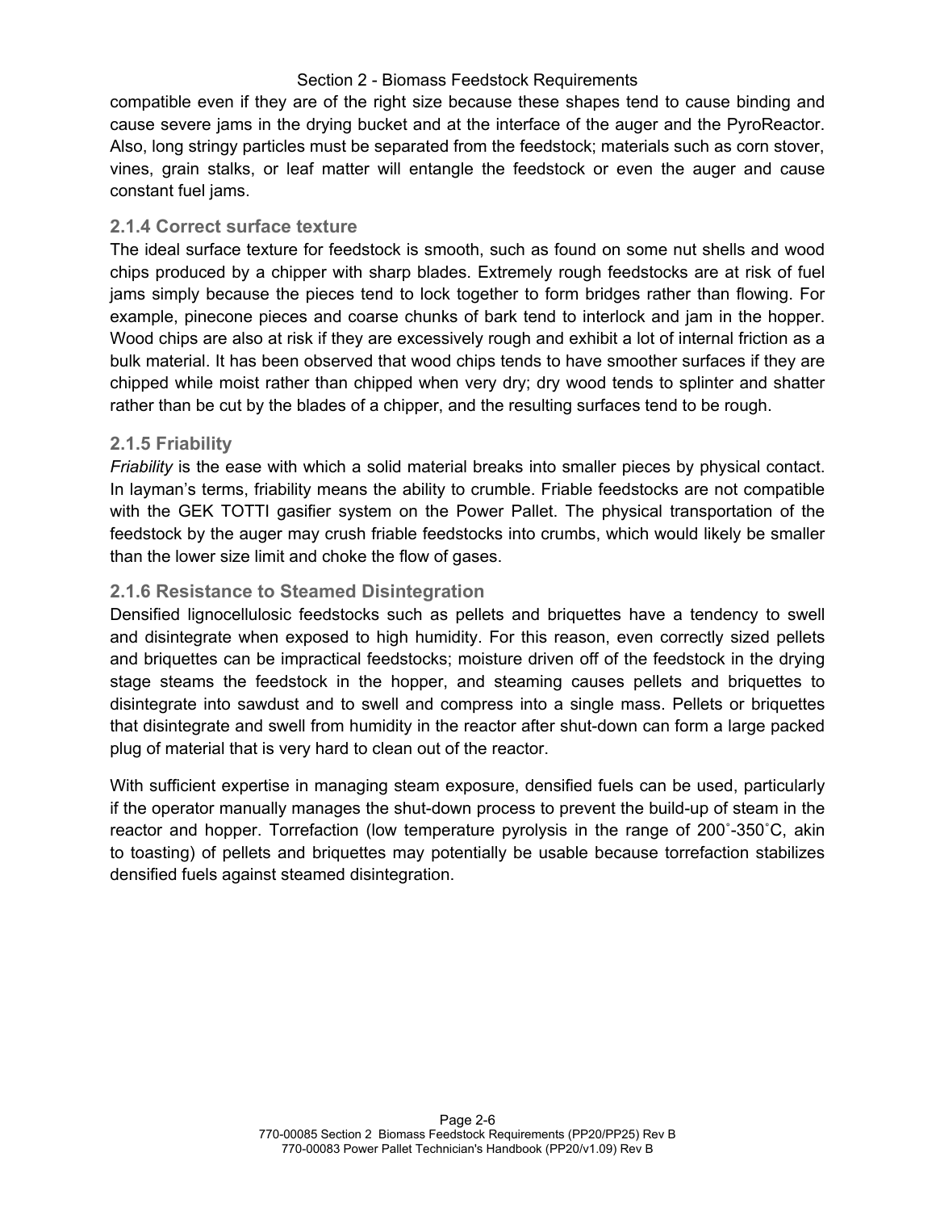compatible even if they are of the right size because these shapes tend to cause binding and cause severe jams in the drying bucket and at the interface of the auger and the PyroReactor. Also, long stringy particles must be separated from the feedstock; materials such as corn stover, vines, grain stalks, or leaf matter will entangle the feedstock or even the auger and cause constant fuel jams.

### 2.1.4 Correct surface texture

The ideal surface texture for feedstock is smooth, such as found on some nut shells and wood chips produced by a chipper with sharp blades. Extremely rough feedstocks are at risk of fuel jams simply because the pieces tend to lock together to form bridges rather than flowing. For example, pinecone pieces and coarse chunks of bark tend to interlock and jam in the hopper. Wood chips are also at risk if they are excessively rough and exhibit a lot of internal friction as a bulk material. It has been observed that wood chips tends to have smoother surfaces if they are chipped while moist rather than chipped when very dry; dry wood tends to splinter and shatter rather than be cut by the blades of a chipper, and the resulting surfaces tend to be rough.

### 2.1.5 Friability

*Friability* is the ease with which a solid material breaks into smaller pieces by physical contact. In layman's terms, friability means the ability to crumble. Friable feedstocks are not compatible with the GEK TOTTI gasifier system on the Power Pallet. The physical transportation of the feedstock by the auger may crush friable feedstocks into crumbs, which would likely be smaller than the lower size limit and choke the flow of gases.

### 2.1.6 Resistance to Steamed Disintegration

Densified lignocellulosic feedstocks such as pellets and briquettes have a tendency to swell and disintegrate when exposed to high humidity. For this reason, even correctly sized pellets and briquettes can be impractical feedstocks; moisture driven off of the feedstock in the drying stage steams the feedstock in the hopper, and steaming causes pellets and briquettes to disintegrate into sawdust and to swell and compress into a single mass. Pellets or briquettes that disintegrate and swell from humidity in the reactor after shut-down can form a large packed plug of material that is very hard to clean out of the reactor.

With sufficient expertise in managing steam exposure, densified fuels can be used, particularly if the operator manually manages the shut-down process to prevent the build-up of steam in the reactor and hopper. Torrefaction (low temperature pyrolysis in the range of 200˚-350˚C, akin to toasting) of pellets and briquettes may potentially be usable because torrefaction stabilizes densified fuels against steamed disintegration.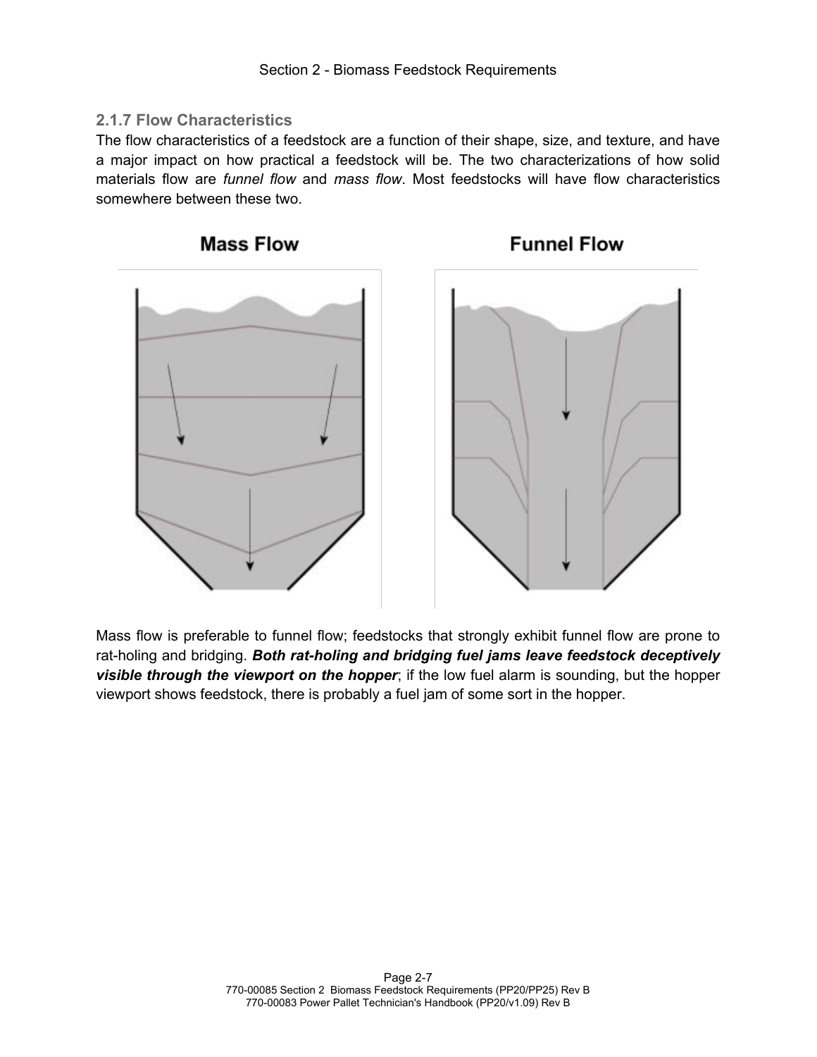### 2.1.7 Flow Characteristics

The flow characteristics of a feedstock are a function of their shape, size, and texture, and have a major impact on how practical a feedstock will be. The two characterizations of how solid materials flow are *funnel flow* and *mass flow*. Most feedstocks will have flow characteristics somewhere between these two.

Mass Flow

Funnel Flow

Mass flow is preferable to funnel flow; feedstocks that strongly exhibit funnel flow are prone to rat-holing and bridging. ***Both rat-holing and bridging fuel jams leave feedstock deceptively visible through the viewport on the hopper***; if the low fuel alarm is sounding, but the hopper viewport shows feedstock, there is probably a fuel jam of some sort in the hopper.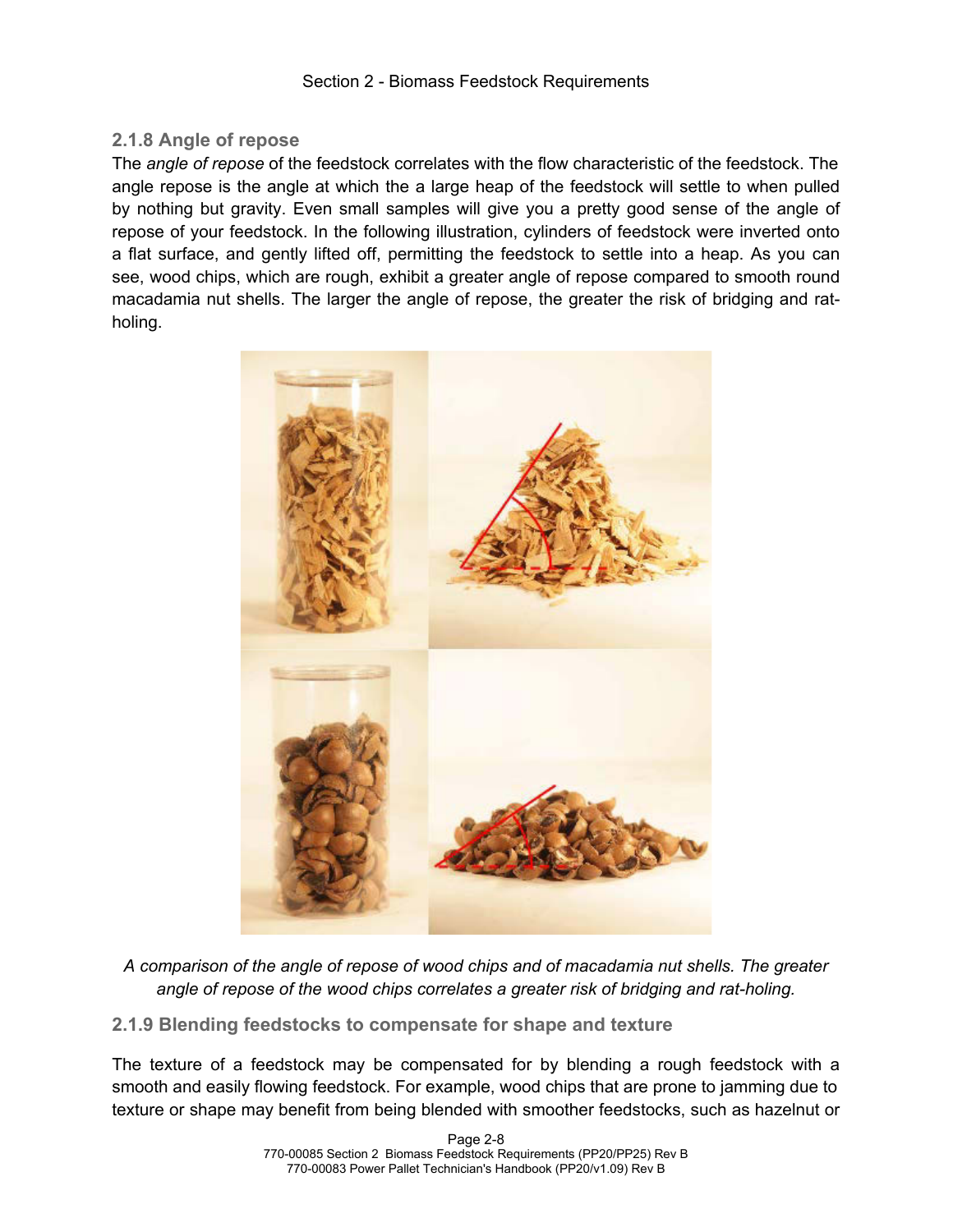### 2.1.8 Angle of repose

The *angle of repose* of the feedstock correlates with the flow characteristic of the feedstock. The angle repose is the angle at which the a large heap of the feedstock will settle to when pulled by nothing but gravity. Even small samples will give you a pretty good sense of the angle of repose of your feedstock. In the following illustration, cylinders of feedstock were inverted onto a flat surface, and gently lifted off, permitting the feedstock to settle into a heap. As you can see, wood chips, which are rough, exhibit a greater angle of repose compared to smooth round macadamia nut shells. The larger the angle of repose, the greater the risk of bridging and rat-holing.

*A comparison of the angle of repose of wood chips and of macadamia nut shells. The greater angle of repose of the wood chips correlates a greater risk of bridging and rat-holing.*

### 2.1.9 Blending feedstocks to compensate for shape and texture

The texture of a feedstock may be compensated for by blending a rough feedstock with a smooth and easily flowing feedstock. For example, wood chips that are prone to jamming due to texture or shape may benefit from being blended with smoother feedstocks, such as hazelnut or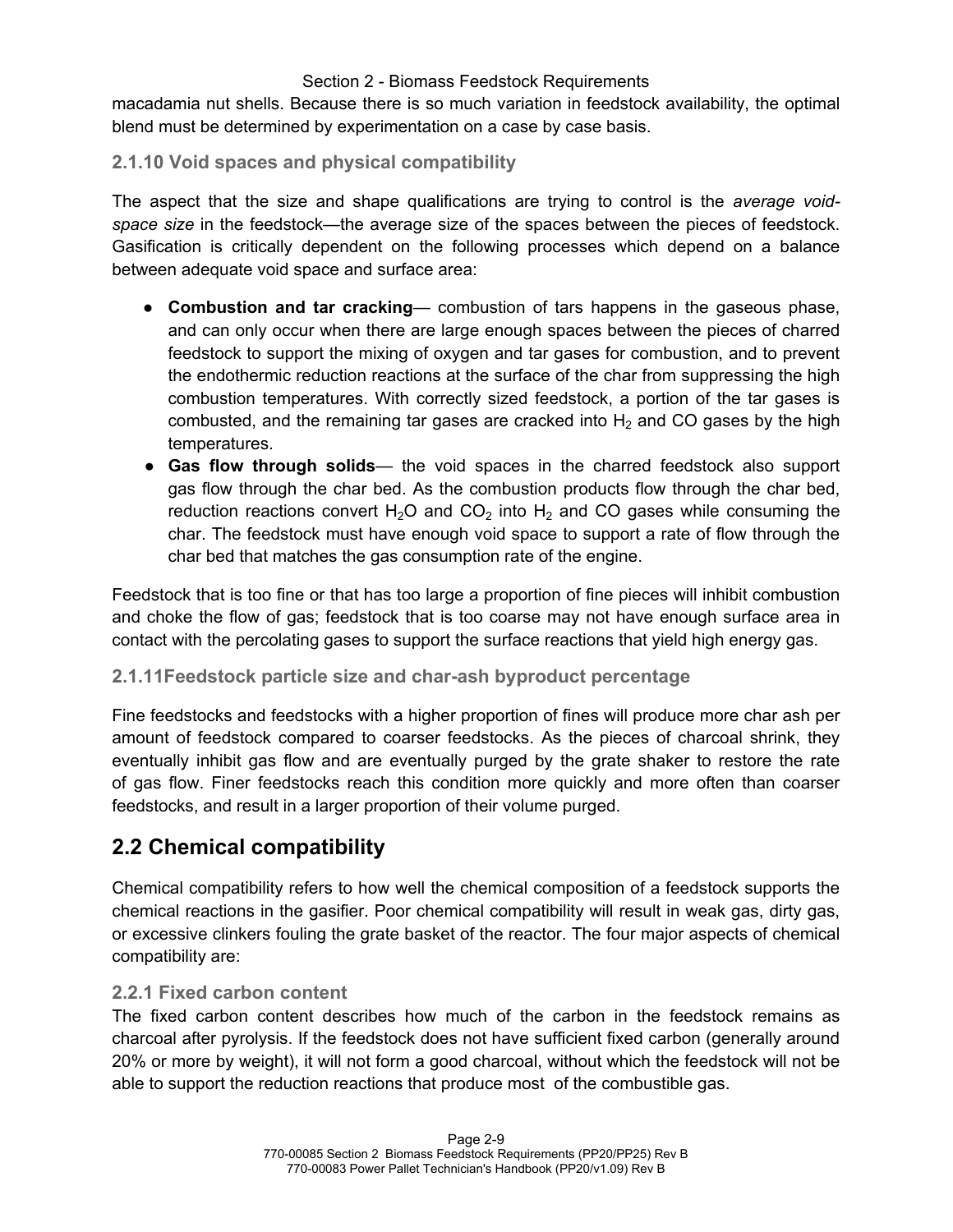macadamia nut shells. Because there is so much variation in feedstock availability, the optimal blend must be determined by experimentation on a case by case basis.

### 2.1.10 Void spaces and physical compatibility

The aspect that the size and shape qualifications are trying to control is the *average void-space size* in the feedstock—the average size of the spaces between the pieces of feedstock. Gasification is critically dependent on the following processes which depend on a balance between adequate void space and surface area:

- **Combustion and tar cracking**— combustion of tars happens in the gaseous phase, and can only occur when there are large enough spaces between the pieces of charred feedstock to support the mixing of oxygen and tar gases for combustion, and to prevent the endothermic reduction reactions at the surface of the char from suppressing the high combustion temperatures. With correctly sized feedstock, a portion of the tar gases is combusted, and the remaining tar gases are cracked into $H_2$ and CO gases by the high temperatures.
- **Gas flow through solids**— the void spaces in the charred feedstock also support gas flow through the char bed. As the combustion products flow through the char bed, reduction reactions convert $H_2O$ and $CO_2$ into $H_2$ and CO gases while consuming the char. The feedstock must have enough void space to support a rate of flow through the char bed that matches the gas consumption rate of the engine.

Feedstock that is too fine or that has too large a proportion of fine pieces will inhibit combustion and choke the flow of gas; feedstock that is too coarse may not have enough surface area in contact with the percolating gases to support the surface reactions that yield high energy gas.

### 2.1.11Feedstock particle size and char-ash byproduct percentage

Fine feedstocks and feedstocks with a higher proportion of fines will produce more char ash per amount of feedstock compared to coarser feedstocks. As the pieces of charcoal shrink, they eventually inhibit gas flow and are eventually purged by the grate shaker to restore the rate of gas flow. Finer feedstocks reach this condition more quickly and more often than coarser feedstocks, and result in a larger proportion of their volume purged.

## 2.2 Chemical compatibility

Chemical compatibility refers to how well the chemical composition of a feedstock supports the chemical reactions in the gasifier. Poor chemical compatibility will result in weak gas, dirty gas, or excessive clinkers fouling the grate basket of the reactor. The four major aspects of chemical compatibility are:

### 2.2.1 Fixed carbon content

The fixed carbon content describes how much of the carbon in the feedstock remains as charcoal after pyrolysis. If the feedstock does not have sufficient fixed carbon (generally around 20% or more by weight), it will not form a good charcoal, without which the feedstock will not be able to support the reduction reactions that produce most of the combustible gas.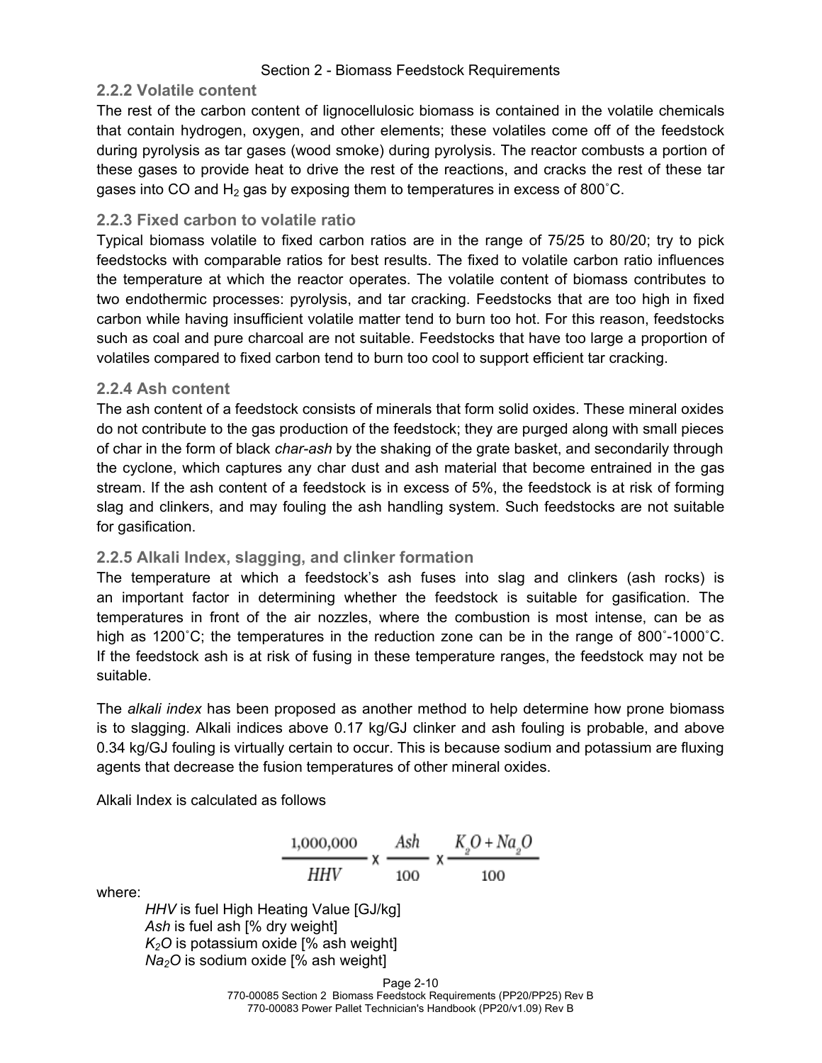### 2.2.2 Volatile content

The rest of the carbon content of lignocellulosic biomass is contained in the volatile chemicals that contain hydrogen, oxygen, and other elements; these volatiles come off of the feedstock during pyrolysis as tar gases (wood smoke) during pyrolysis. The reactor combusts a portion of these gases to provide heat to drive the rest of the reactions, and cracks the rest of these tar gases into CO and $H_2$ gas by exposing them to temperatures in excess of 800˚C.

### 2.2.3 Fixed carbon to volatile ratio

Typical biomass volatile to fixed carbon ratios are in the range of 75/25 to 80/20; try to pick feedstocks with comparable ratios for best results. The fixed to volatile carbon ratio influences the temperature at which the reactor operates. The volatile content of biomass contributes to two endothermic processes: pyrolysis, and tar cracking. Feedstocks that are too high in fixed carbon while having insufficient volatile matter tend to burn too hot. For this reason, feedstocks such as coal and pure charcoal are not suitable. Feedstocks that have too large a proportion of volatiles compared to fixed carbon tend to burn too cool to support efficient tar cracking.

### 2.2.4 Ash content

The ash content of a feedstock consists of minerals that form solid oxides. These mineral oxides do not contribute to the gas production of the feedstock; they are purged along with small pieces of char in the form of black *char-ash* by the shaking of the grate basket, and secondarily through the cyclone, which captures any char dust and ash material that become entrained in the gas stream. If the ash content of a feedstock is in excess of 5%, the feedstock is at risk of forming slag and clinkers, and may fouling the ash handling system. Such feedstocks are not suitable for gasification.

### 2.2.5 Alkali Index, slagging, and clinker formation

The temperature at which a feedstock's ash fuses into slag and clinkers (ash rocks) is an important factor in determining whether the feedstock is suitable for gasification. The temperatures in front of the air nozzles, where the combustion is most intense, can be as high as 1200˚C; the temperatures in the reduction zone can be in the range of 800˚-1000˚C. If the feedstock ash is at risk of fusing in these temperature ranges, the feedstock may not be suitable.

The *alkali index* has been proposed as another method to help determine how prone biomass is to slagging. Alkali indices above 0.17 kg/GJ clinker and ash fouling is probable, and above 0.34 kg/GJ fouling is virtually certain to occur. This is because sodium and potassium are fluxing agents that decrease the fusion temperatures of other mineral oxides.

Alkali Index is calculated as follows

$$\frac{1{,}000{,}000}{HHV} \times \frac{Ash}{100} \times \frac{K_2O + Na_2O}{100}$$

where:

- *HHV* is fuel High Heating Value [GJ/kg]
- *Ash* is fuel ash [% dry weight]
- $K_2O$ is potassium oxide [% ash weight]
- $Na_2O$ is sodium oxide [% ash weight]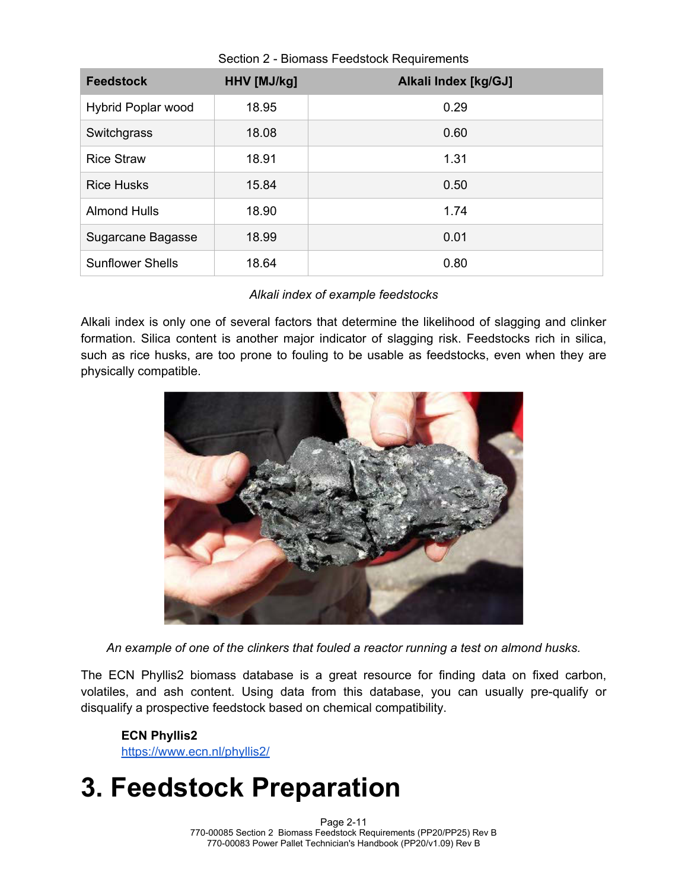| Feedstock | HHV [MJ/kg] | Alkali Index [kg/GJ] |
|---|---|---|
| Hybrid Poplar wood | 18.95 | 0.29 |
| Switchgrass | 18.08 | 0.60 |
| Rice Straw | 18.91 | 1.31 |
| Rice Husks | 15.84 | 0.50 |
| Almond Hulls | 18.90 | 1.74 |
| Sugarcane Bagasse | 18.99 | 0.01 |
| Sunflower Shells | 18.64 | 0.80 |

*Alkali index of example feedstocks*

Alkali index is only one of several factors that determine the likelihood of slagging and clinker formation. Silica content is another major indicator of slagging risk. Feedstocks rich in silica, such as rice husks, are too prone to fouling to be usable as feedstocks, even when they are physically compatible.

*An example of one of the clinkers that fouled a reactor running a test on almond husks.*

The ECN Phyllis2 biomass database is a great resource for finding data on fixed carbon, volatiles, and ash content. Using data from this database, you can usually pre-qualify or disqualify a prospective feedstock based on chemical compatibility.

**ECN Phyllis2**
https://www.ecn.nl/phyllis2/

# 3. Feedstock Preparation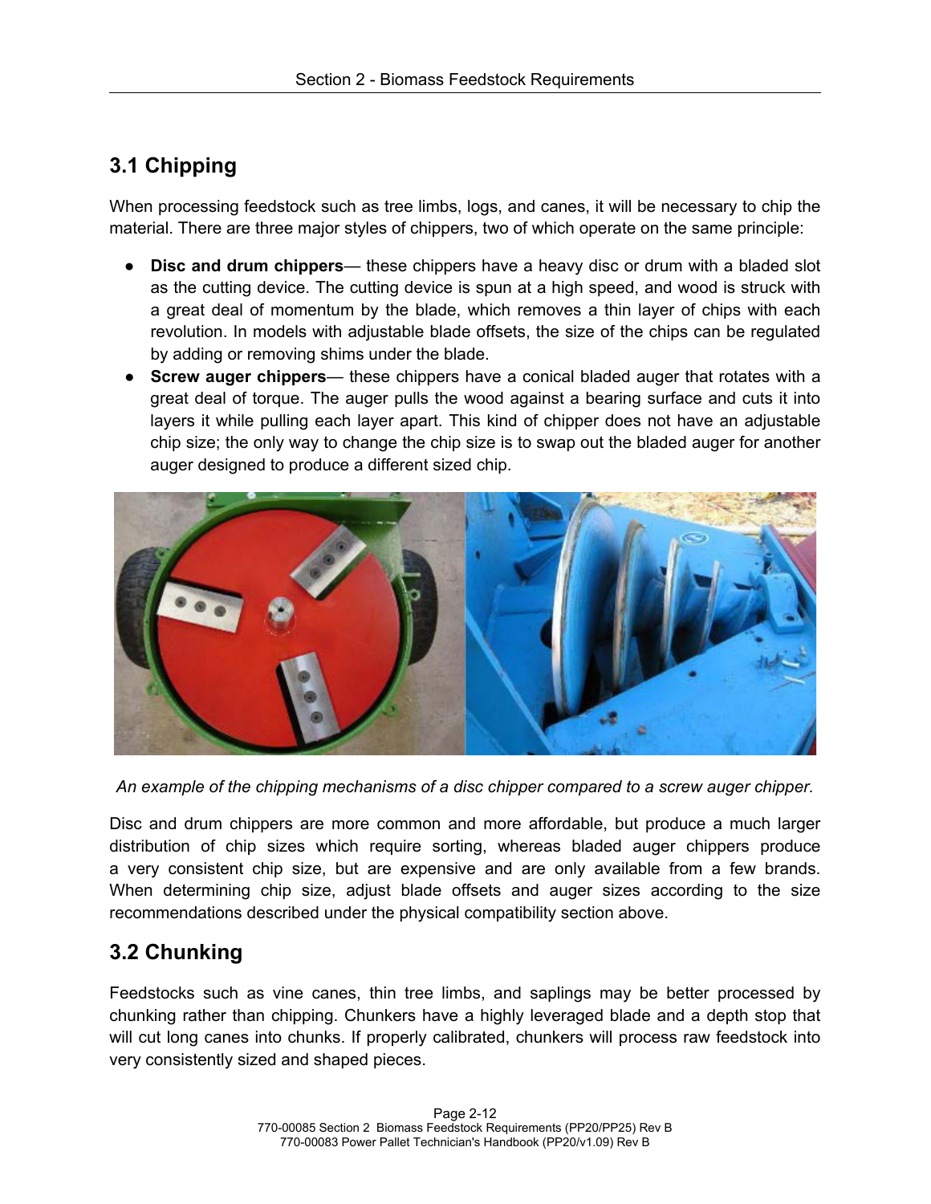## 3.1 Chipping

When processing feedstock such as tree limbs, logs, and canes, it will be necessary to chip the material. There are three major styles of chippers, two of which operate on the same principle:

- **Disc and drum chippers**— these chippers have a heavy disc or drum with a bladed slot as the cutting device. The cutting device is spun at a high speed, and wood is struck with a great deal of momentum by the blade, which removes a thin layer of chips with each revolution. In models with adjustable blade offsets, the size of the chips can be regulated by adding or removing shims under the blade.
- **Screw auger chippers**— these chippers have a conical bladed auger that rotates with a great deal of torque. The auger pulls the wood against a bearing surface and cuts it into layers it while pulling each layer apart. This kind of chipper does not have an adjustable chip size; the only way to change the chip size is to swap out the bladed auger for another auger designed to produce a different sized chip.

*An example of the chipping mechanisms of a disc chipper compared to a screw auger chipper.*

Disc and drum chippers are more common and more affordable, but produce a much larger distribution of chip sizes which require sorting, whereas bladed auger chippers produce a very consistent chip size, but are expensive and are only available from a few brands. When determining chip size, adjust blade offsets and auger sizes according to the size recommendations described under the physical compatibility section above.

## 3.2 Chunking

Feedstocks such as vine canes, thin tree limbs, and saplings may be better processed by chunking rather than chipping. Chunkers have a highly leveraged blade and a depth stop that will cut long canes into chunks. If properly calibrated, chunkers will process raw feedstock into very consistently sized and shaped pieces.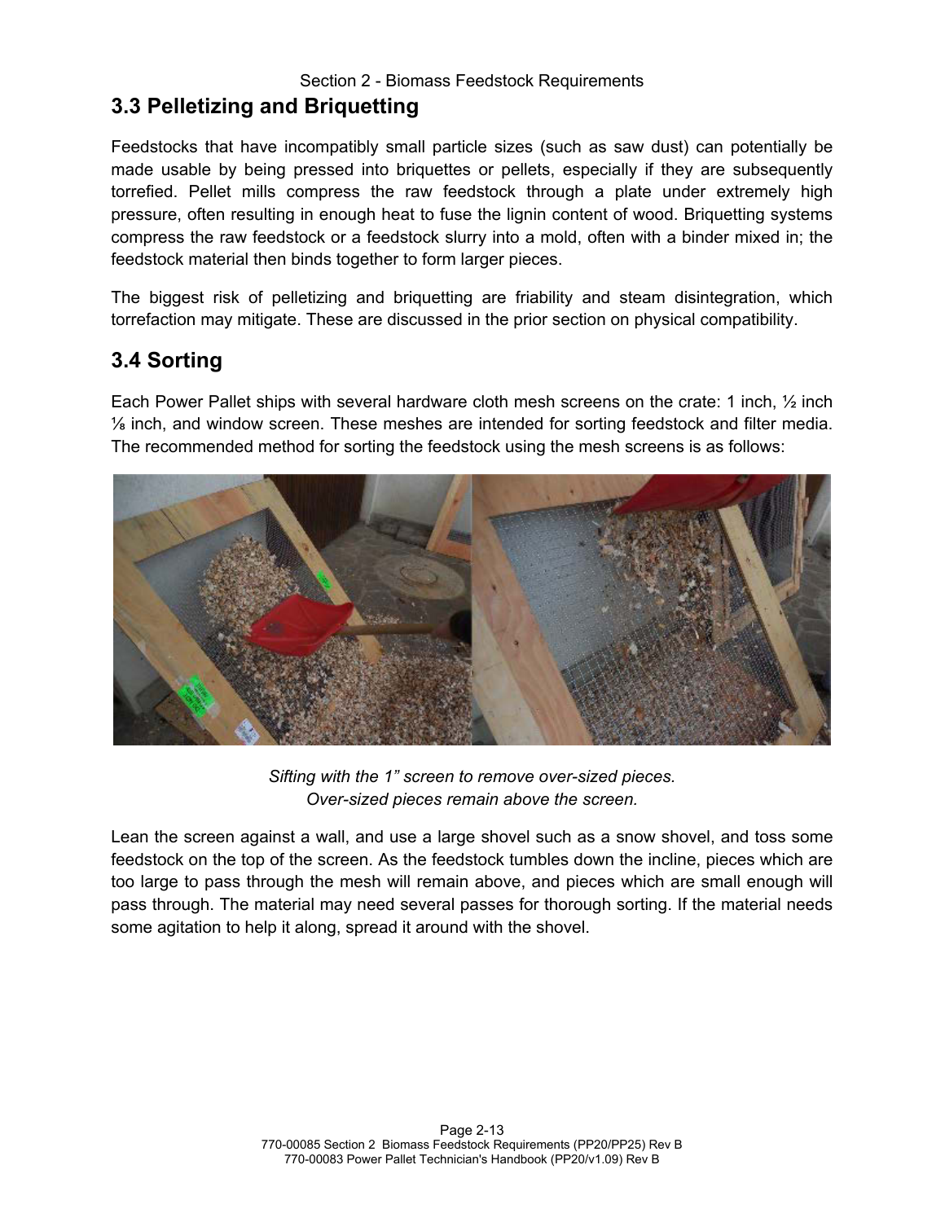## 3.3 Pelletizing and Briquetting

Feedstocks that have incompatibly small particle sizes (such as saw dust) can potentially be made usable by being pressed into briquettes or pellets, especially if they are subsequently torrefied. Pellet mills compress the raw feedstock through a plate under extremely high pressure, often resulting in enough heat to fuse the lignin content of wood. Briquetting systems compress the raw feedstock or a feedstock slurry into a mold, often with a binder mixed in; the feedstock material then binds together to form larger pieces.

The biggest risk of pelletizing and briquetting are friability and steam disintegration, which torrefaction may mitigate. These are discussed in the prior section on physical compatibility.

## 3.4 Sorting

Each Power Pallet ships with several hardware cloth mesh screens on the crate: 1 inch, ½ inch ⅛ inch, and window screen. These meshes are intended for sorting feedstock and filter media. The recommended method for sorting the feedstock using the mesh screens is as follows:

*Sifting with the 1" screen to remove over-sized pieces.*
*Over-sized pieces remain above the screen.*

Lean the screen against a wall, and use a large shovel such as a snow shovel, and toss some feedstock on the top of the screen. As the feedstock tumbles down the incline, pieces which are too large to pass through the mesh will remain above, and pieces which are small enough will pass through. The material may need several passes for thorough sorting. If the material needs some agitation to help it along, spread it around with the shovel.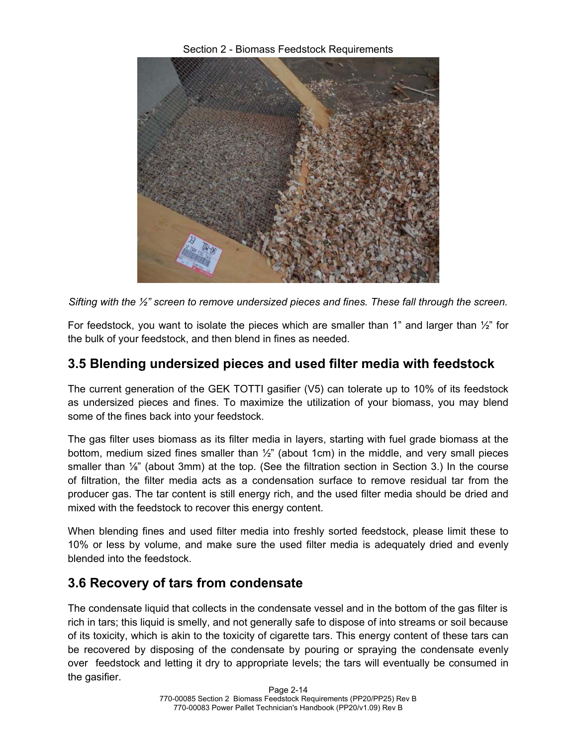*Sifting with the ½" screen to remove undersized pieces and fines. These fall through the screen.*

For feedstock, you want to isolate the pieces which are smaller than 1" and larger than ½" for the bulk of your feedstock, and then blend in fines as needed.

## 3.5 Blending undersized pieces and used filter media with feedstock

The current generation of the GEK TOTTI gasifier (V5) can tolerate up to 10% of its feedstock as undersized pieces and fines. To maximize the utilization of your biomass, you may blend some of the fines back into your feedstock.

The gas filter uses biomass as its filter media in layers, starting with fuel grade biomass at the bottom, medium sized fines smaller than ½" (about 1cm) in the middle, and very small pieces smaller than ⅛" (about 3mm) at the top. (See the filtration section in Section 3.) In the course of filtration, the filter media acts as a condensation surface to remove residual tar from the producer gas. The tar content is still energy rich, and the used filter media should be dried and mixed with the feedstock to recover this energy content.

When blending fines and used filter media into freshly sorted feedstock, please limit these to 10% or less by volume, and make sure the used filter media is adequately dried and evenly blended into the feedstock.

## 3.6 Recovery of tars from condensate

The condensate liquid that collects in the condensate vessel and in the bottom of the gas filter is rich in tars; this liquid is smelly, and not generally safe to dispose of into streams or soil because of its toxicity, which is akin to the toxicity of cigarette tars. This energy content of these tars can be recovered by disposing of the condensate by pouring or spraying the condensate evenly over feedstock and letting it dry to appropriate levels; the tars will eventually be consumed in the gasifier.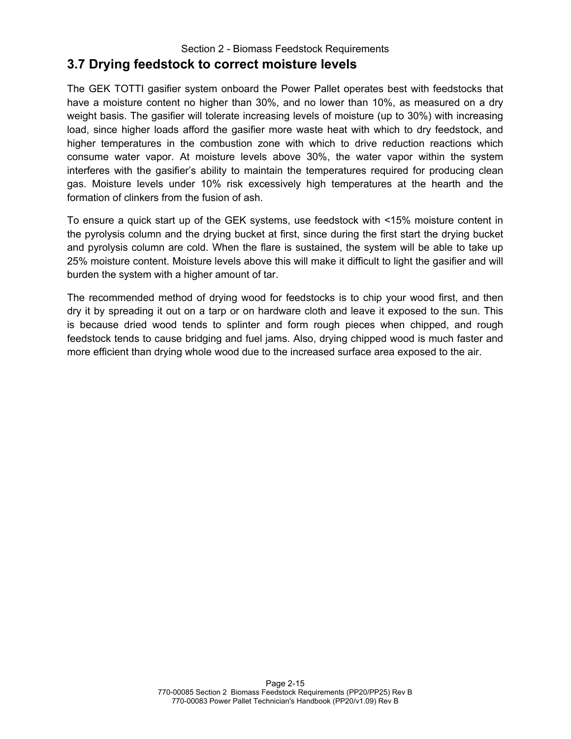## 3.7 Drying feedstock to correct moisture levels

The GEK TOTTI gasifier system onboard the Power Pallet operates best with feedstocks that have a moisture content no higher than 30%, and no lower than 10%, as measured on a dry weight basis. The gasifier will tolerate increasing levels of moisture (up to 30%) with increasing load, since higher loads afford the gasifier more waste heat with which to dry feedstock, and higher temperatures in the combustion zone with which to drive reduction reactions which consume water vapor. At moisture levels above 30%, the water vapor within the system interferes with the gasifier's ability to maintain the temperatures required for producing clean gas. Moisture levels under 10% risk excessively high temperatures at the hearth and the formation of clinkers from the fusion of ash.

To ensure a quick start up of the GEK systems, use feedstock with <15% moisture content in the pyrolysis column and the drying bucket at first, since during the first start the drying bucket and pyrolysis column are cold. When the flare is sustained, the system will be able to take up 25% moisture content. Moisture levels above this will make it difficult to light the gasifier and will burden the system with a higher amount of tar.

The recommended method of drying wood for feedstocks is to chip your wood first, and then dry it by spreading it out on a tarp or on hardware cloth and leave it exposed to the sun. This is because dried wood tends to splinter and form rough pieces when chipped, and rough feedstock tends to cause bridging and fuel jams. Also, drying chipped wood is much faster and more efficient than drying whole wood due to the increased surface area exposed to the air.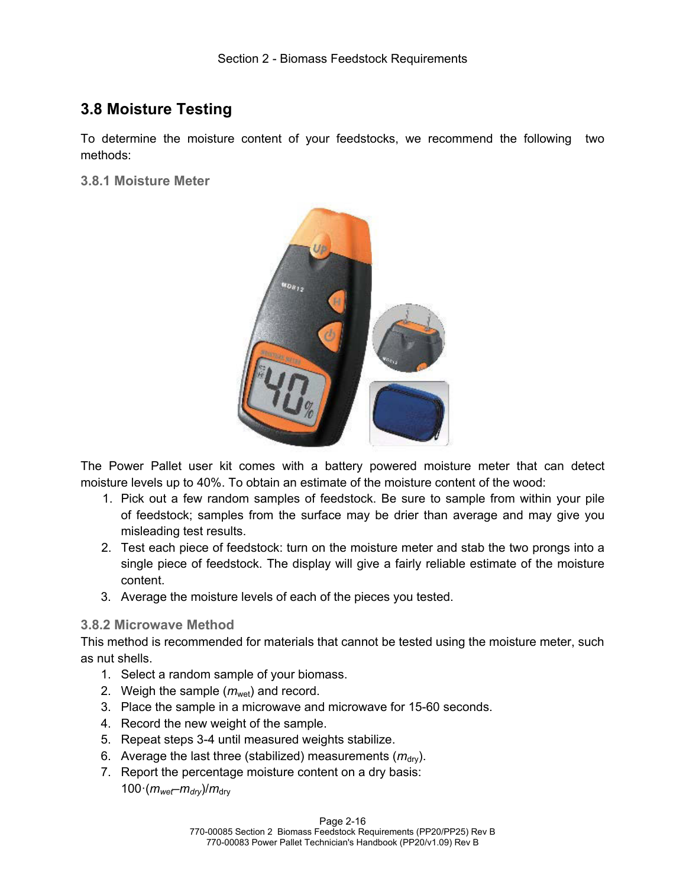## 3.8 Moisture Testing

To determine the moisture content of your feedstocks, we recommend the following two methods:

### 3.8.1 Moisture Meter

The Power Pallet user kit comes with a battery powered moisture meter that can detect moisture levels up to 40%. To obtain an estimate of the moisture content of the wood:

1. Pick out a few random samples of feedstock. Be sure to sample from within your pile of feedstock; samples from the surface may be drier than average and may give you misleading test results.
2. Test each piece of feedstock: turn on the moisture meter and stab the two prongs into a single piece of feedstock. The display will give a fairly reliable estimate of the moisture content.
3. Average the moisture levels of each of the pieces you tested.

### 3.8.2 Microwave Method

This method is recommended for materials that cannot be tested using the moisture meter, such as nut shells.

1. Select a random sample of your biomass.
2. Weigh the sample ($m_{wet}$) and record.
3. Place the sample in a microwave and microwave for 15-60 seconds.
4. Record the new weight of the sample.
5. Repeat steps 3-4 until measured weights stabilize.
6. Average the last three (stabilized) measurements ($m_{dry}$).
7. Report the percentage moisture content on a dry basis:
   $100 \cdot (m_{wet} - m_{dry})/m_{dry}$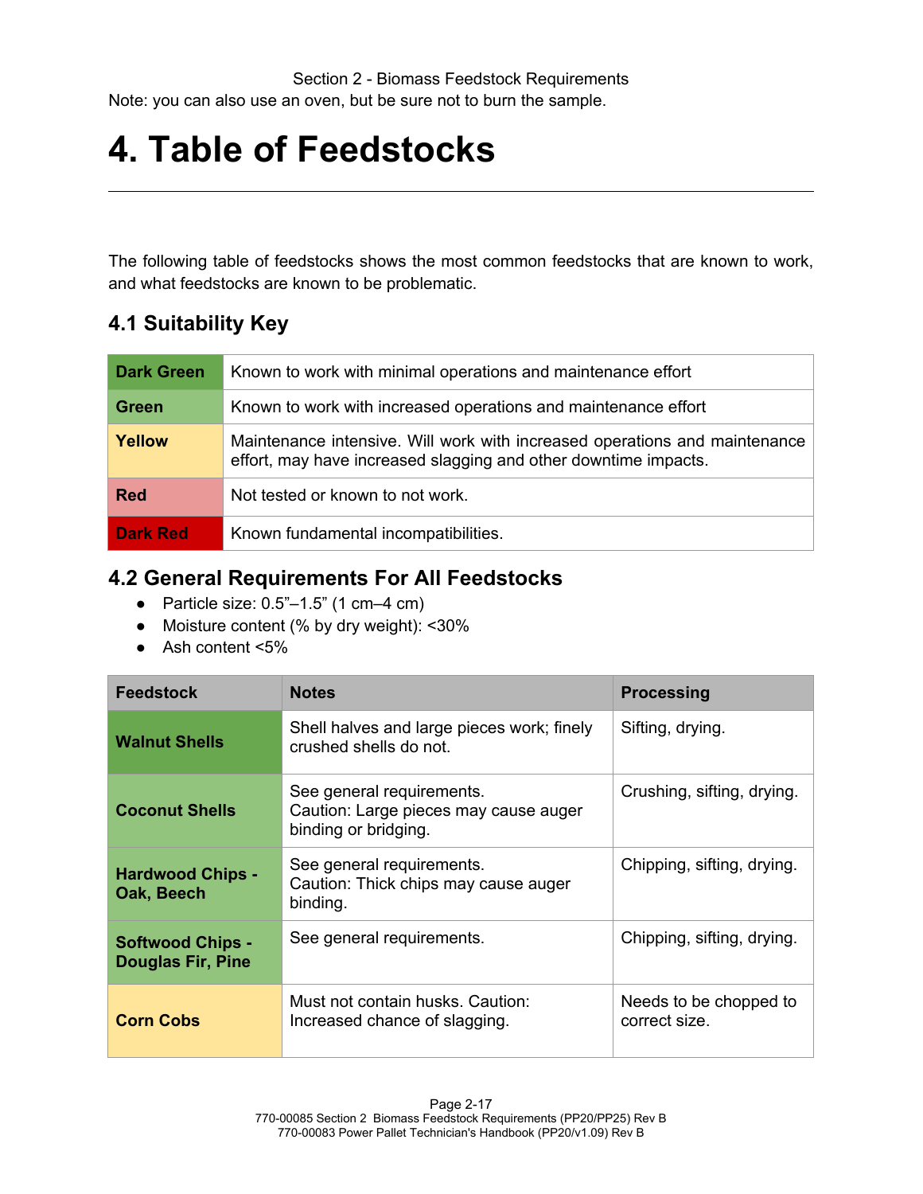Note: you can also use an oven, but be sure not to burn the sample.

# 4. Table of Feedstocks

The following table of feedstocks shows the most common feedstocks that are known to work, and what feedstocks are known to be problematic.

## 4.1 Suitability Key

| | |
|---|---|
| **Dark Green** | Known to work with minimal operations and maintenance effort |
| **Green** | Known to work with increased operations and maintenance effort |
| **Yellow** | Maintenance intensive. Will work with increased operations and maintenance effort, may have increased slagging and other downtime impacts. |
| **Red** | Not tested or known to not work. |
| **Dark Red** | Known fundamental incompatibilities. |

## 4.2 General Requirements For All Feedstocks

- Particle size: 0.5"–1.5" (1 cm–4 cm)
- Moisture content (% by dry weight): <30%
- Ash content <5%

| Feedstock | Notes | Processing |
|---|---|---|
| **Walnut Shells** | Shell halves and large pieces work; finely crushed shells do not. | Sifting, drying. |
| **Coconut Shells** | See general requirements.<br>Caution: Large pieces may cause auger binding or bridging. | Crushing, sifting, drying. |
| **Hardwood Chips - Oak, Beech** | See general requirements.<br>Caution: Thick chips may cause auger binding. | Chipping, sifting, drying. |
| **Softwood Chips - Douglas Fir, Pine** | See general requirements. | Chipping, sifting, drying. |
| **Corn Cobs** | Must not contain husks. Caution: Increased chance of slagging. | Needs to be chopped to correct size. |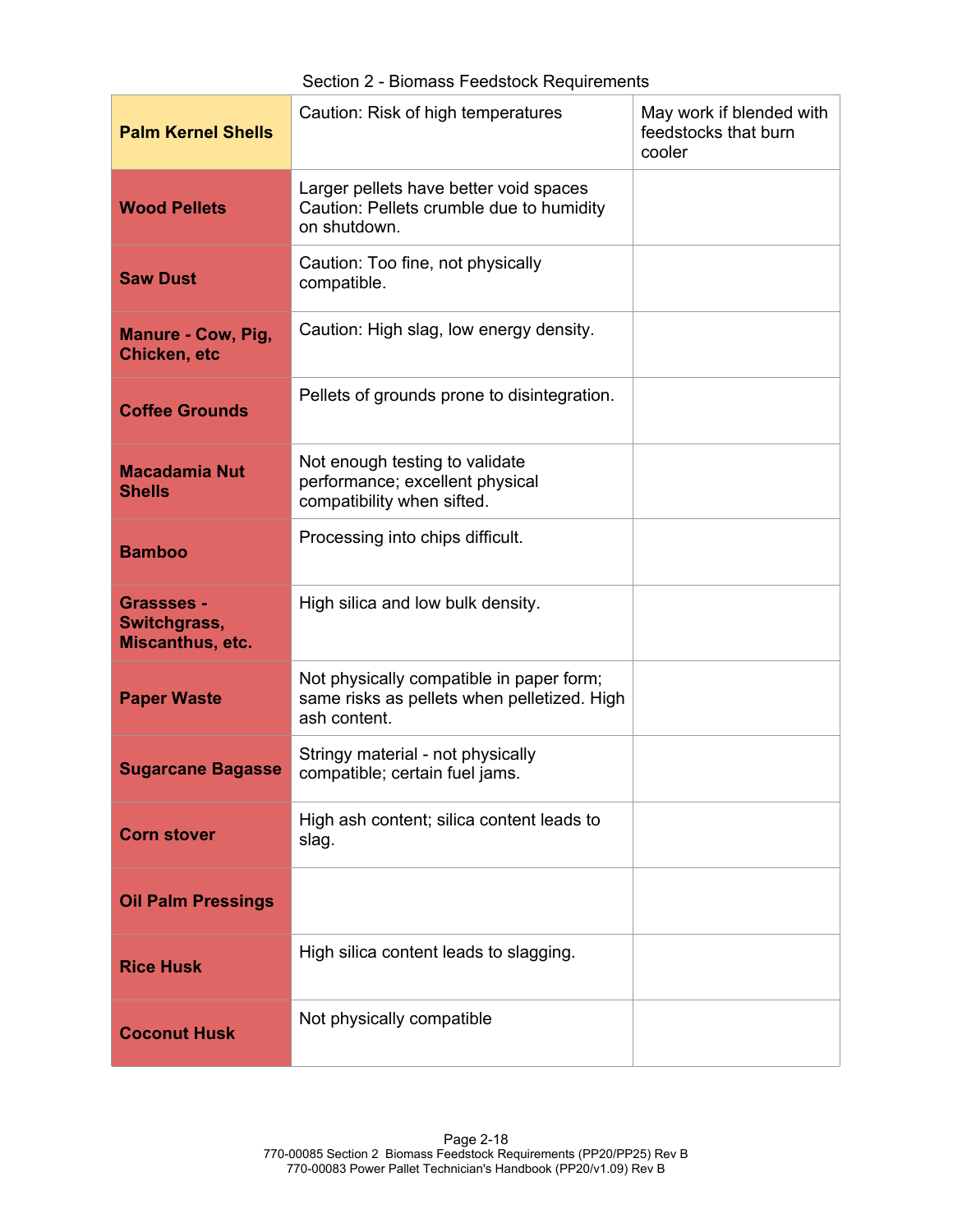| **Palm Kernel Shells** | Caution: Risk of high temperatures | May work if blended with feedstocks that burn cooler |
|---|---|---|
| **Wood Pellets** | Larger pellets have better void spaces Caution: Pellets crumble due to humidity on shutdown. | |
| **Saw Dust** | Caution: Too fine, not physically compatible. | |
| **Manure - Cow, Pig, Chicken, etc** | Caution: High slag, low energy density. | |
| **Coffee Grounds** | Pellets of grounds prone to disintegration. | |
| **Macadamia Nut Shells** | Not enough testing to validate performance; excellent physical compatibility when sifted. | |
| **Bamboo** | Processing into chips difficult. | |
| **Grassses - Switchgrass, Miscanthus, etc.** | High silica and low bulk density. | |
| **Paper Waste** | Not physically compatible in paper form; same risks as pellets when pelletized. High ash content. | |
| **Sugarcane Bagasse** | Stringy material - not physically compatible; certain fuel jams. | |
| **Corn stover** | High ash content; silica content leads to slag. | |
| **Oil Palm Pressings** | | |
| **Rice Husk** | High silica content leads to slagging. | |
| **Coconut Husk** | Not physically compatible | |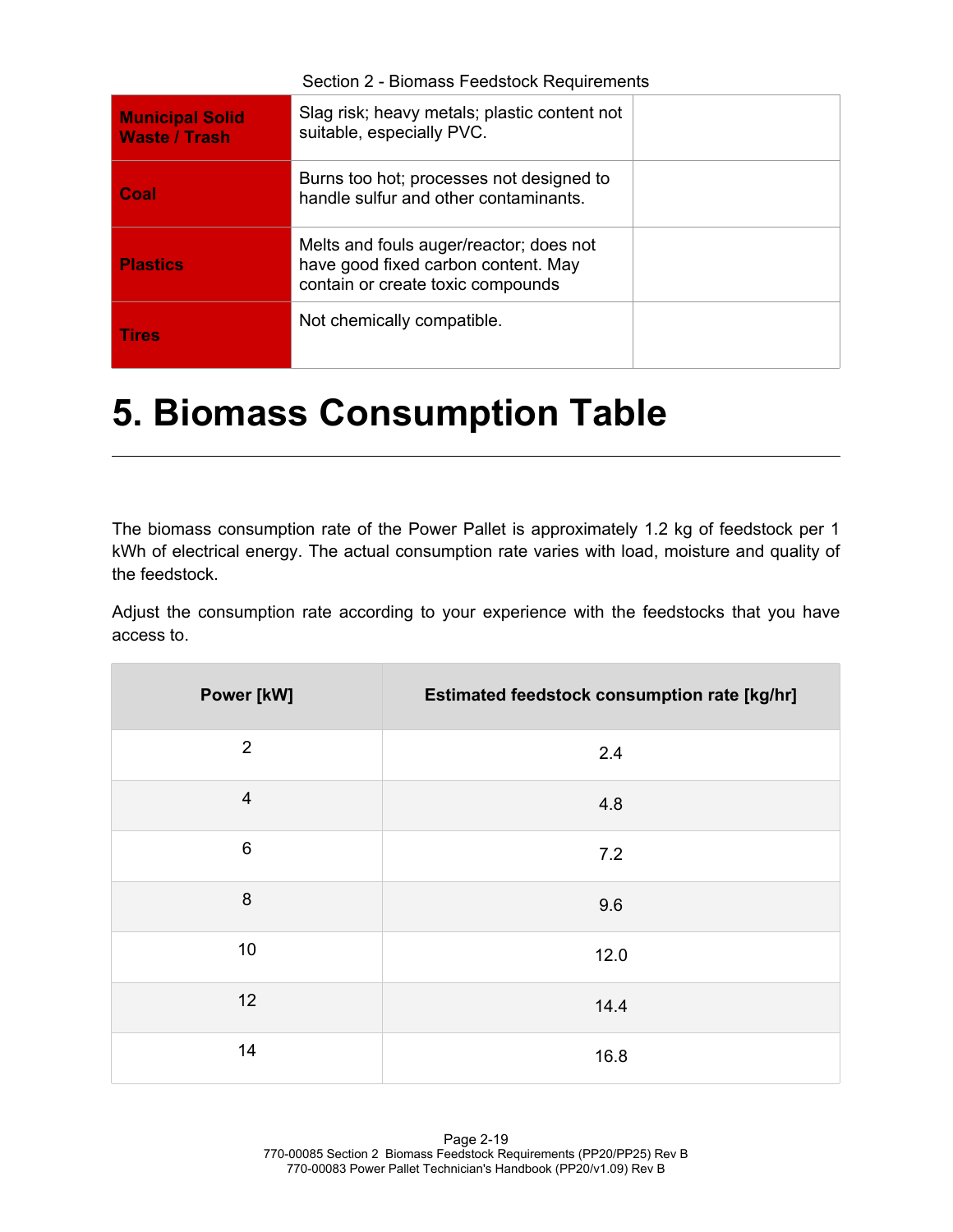| | | |
|---|---|---|
| **Municipal Solid Waste / Trash** | Slag risk; heavy metals; plastic content not suitable, especially PVC. | |
| **Coal** | Burns too hot; processes not designed to handle sulfur and other contaminants. | |
| **Plastics** | Melts and fouls auger/reactor; does not have good fixed carbon content. May contain or create toxic compounds | |
| **Tires** | Not chemically compatible. | |

# 5. Biomass Consumption Table

The biomass consumption rate of the Power Pallet is approximately 1.2 kg of feedstock per 1 kWh of electrical energy. The actual consumption rate varies with load, moisture and quality of the feedstock.

Adjust the consumption rate according to your experience with the feedstocks that you have access to.

| Power [kW] | Estimated feedstock consumption rate [kg/hr] |
|---|---|
| 2 | 2.4 |
| 4 | 4.8 |
| 6 | 7.2 |
| 8 | 9.6 |
| 10 | 12.0 |
| 12 | 14.4 |
| 14 | 16.8 |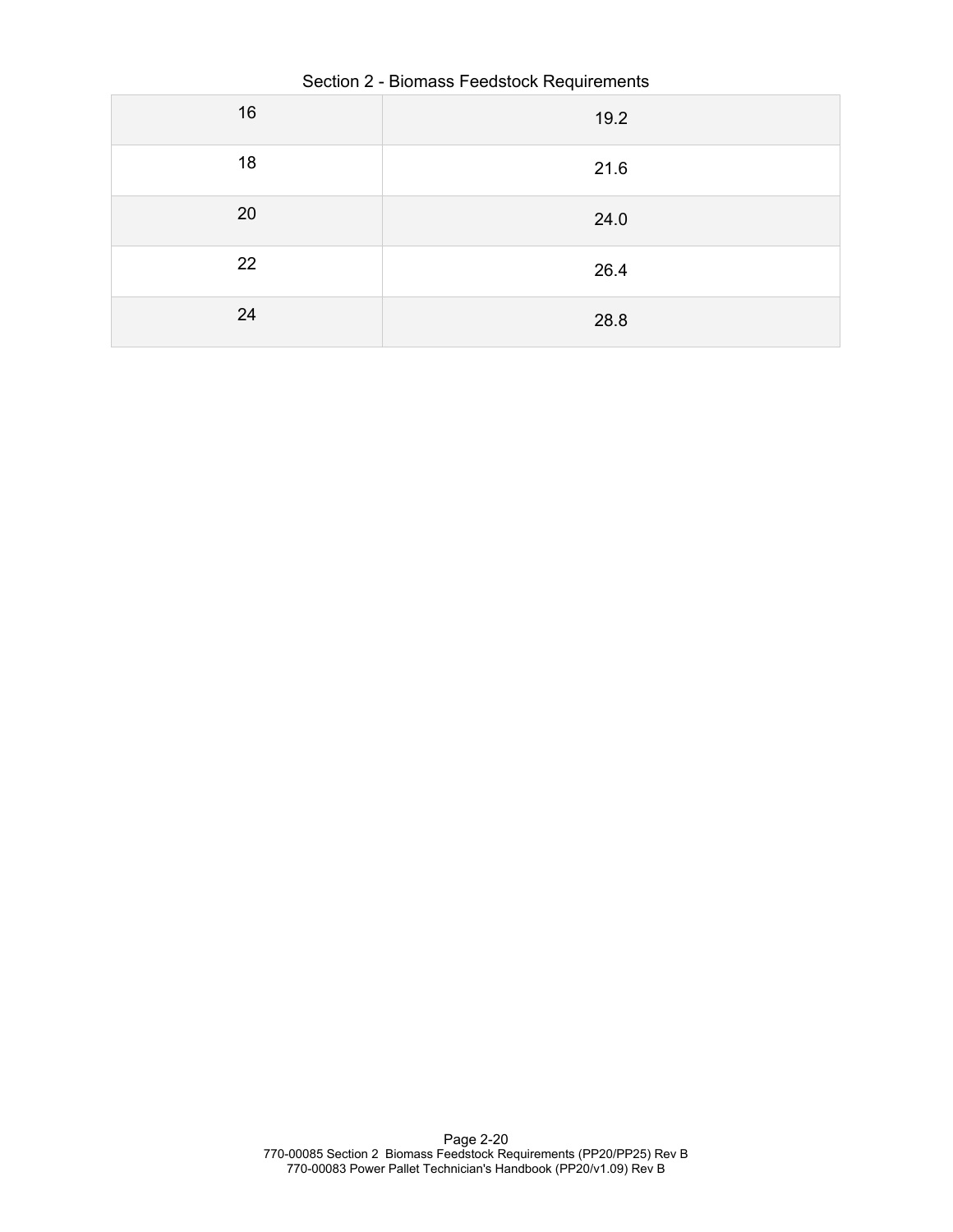| | |
|---|---|
| 16 | 19.2 |
| 18 | 21.6 |
| 20 | 24.0 |
| 22 | 26.4 |
| 24 | 28.8 |